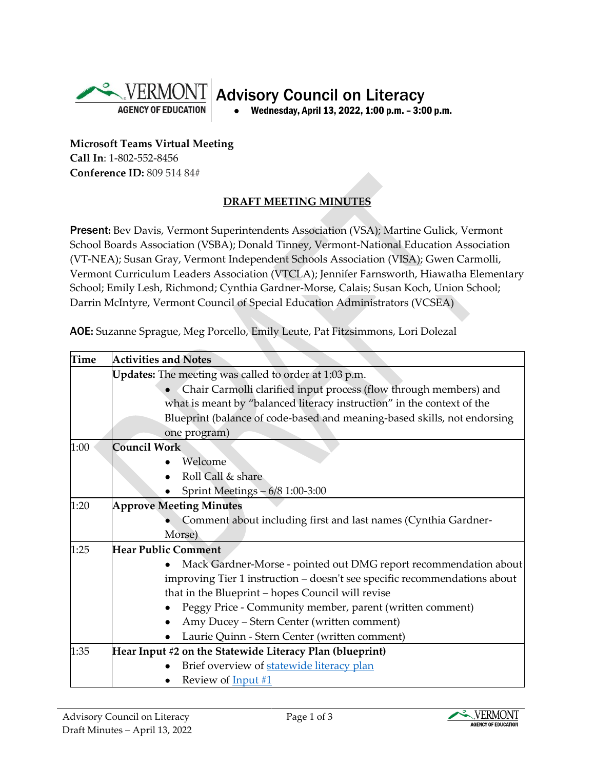# Advisory Council on Literacy

- Wednesday, April 13, 2022, 1:00 p.m. – 3:00 p.m.

**Microsoft Teams Virtual Meeting**
**Call In**: 1-802-552-8456
**Conference ID:** 809 514 84#

## DRAFT MEETING MINUTES

**Present:** Bev Davis, Vermont Superintendents Association (VSA); Martine Gulick, Vermont School Boards Association (VSBA); Donald Tinney, Vermont-National Education Association (VT-NEA); Susan Gray, Vermont Independent Schools Association (VISA); Gwen Carmolli, Vermont Curriculum Leaders Association (VTCLA); Jennifer Farnsworth, Hiawatha Elementary School; Emily Lesh, Richmond; Cynthia Gardner-Morse, Calais; Susan Koch, Union School; Darrin McIntyre, Vermont Council of Special Education Administrators (VCSEA)

**AOE:** Suzanne Sprague, Meg Porcello, Emily Leute, Pat Fitzsimmons, Lori Dolezal

| Time | Activities and Notes |
| --- | --- |
| | **Updates:** The meeting was called to order at 1:03 p.m.<br>• Chair Carmolli clarified input process (flow through members) and what is meant by "balanced literacy instruction" in the context of the Blueprint (balance of code-based and meaning-based skills, not endorsing one program) |
| 1:00 | **Council Work**<br>• Welcome<br>• Roll Call & share<br>• Sprint Meetings – 6/8 1:00-3:00 |
| 1:20 | **Approve Meeting Minutes**<br>• Comment about including first and last names (Cynthia Gardner-Morse) |
| 1:25 | **Hear Public Comment**<br>• Mack Gardner-Morse - pointed out DMG report recommendation about improving Tier 1 instruction – doesn't see specific recommendations about that in the Blueprint – hopes Council will revise<br>• Peggy Price - Community member, parent (written comment)<br>• Amy Ducey – Stern Center (written comment)<br>• Laurie Quinn - Stern Center (written comment) |
| 1:35 | **Hear Input #2 on the Statewide Literacy Plan (blueprint)**<br>• Brief overview of statewide literacy plan<br>• Review of Input #1 |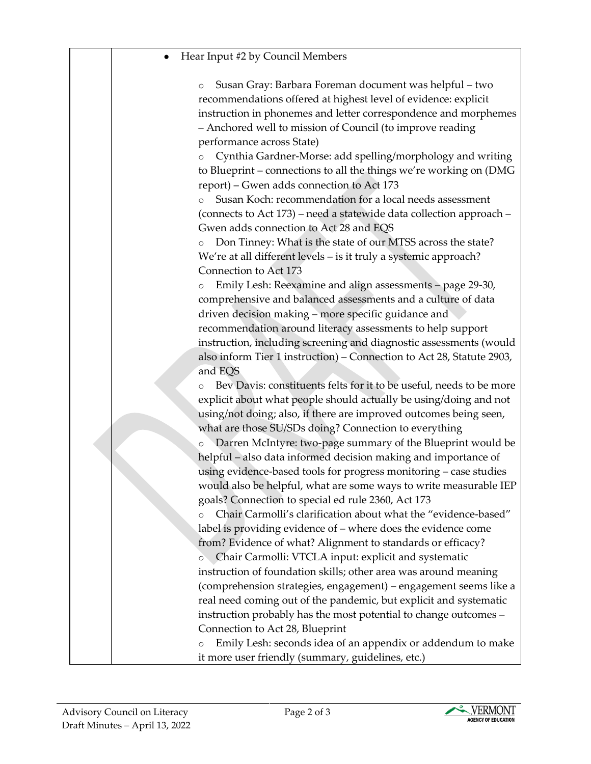| | |
|---|---|
| | - Hear Input #2 by Council Members<br><br>  - Susan Gray: Barbara Foreman document was helpful – two recommendations offered at highest level of evidence: explicit instruction in phonemes and letter correspondence and morphemes – Anchored well to mission of Council (to improve reading performance across State)<br>  - Cynthia Gardner-Morse: add spelling/morphology and writing to Blueprint – connections to all the things we're working on (DMG report) – Gwen adds connection to Act 173<br>  - Susan Koch: recommendation for a local needs assessment (connects to Act 173) – need a statewide data collection approach – Gwen adds connection to Act 28 and EQS<br>  - Don Tinney: What is the state of our MTSS across the state? We're at all different levels – is it truly a systemic approach? Connection to Act 173<br>  - Emily Lesh: Reexamine and align assessments – page 29-30, comprehensive and balanced assessments and a culture of data driven decision making – more specific guidance and recommendation around literacy assessments to help support instruction, including screening and diagnostic assessments (would also inform Tier 1 instruction) – Connection to Act 28, Statute 2903, and EQS<br>  - Bev Davis: constituents felts for it to be useful, needs to be more explicit about what people should actually be using/doing and not using/not doing; also, if there are improved outcomes being seen, what are those SU/SDs doing? Connection to everything<br>  - Darren McIntyre: two-page summary of the Blueprint would be helpful – also data informed decision making and importance of using evidence-based tools for progress monitoring – case studies would also be helpful, what are some ways to write measurable IEP goals? Connection to special ed rule 2360, Act 173<br>  - Chair Carmolli's clarification about what the "evidence-based" label is providing evidence of – where does the evidence come from? Evidence of what? Alignment to standards or efficacy?<br>  - Chair Carmolli: VTCLA input: explicit and systematic instruction of foundation skills; other area was around meaning (comprehension strategies, engagement) – engagement seems like a real need coming out of the pandemic, but explicit and systematic instruction probably has the most potential to change outcomes – Connection to Act 28, Blueprint<br>  - Emily Lesh: seconds idea of an appendix or addendum to make it more user friendly (summary, guidelines, etc.) |

Advisory Council on Literacy
Draft Minutes – April 13, 2022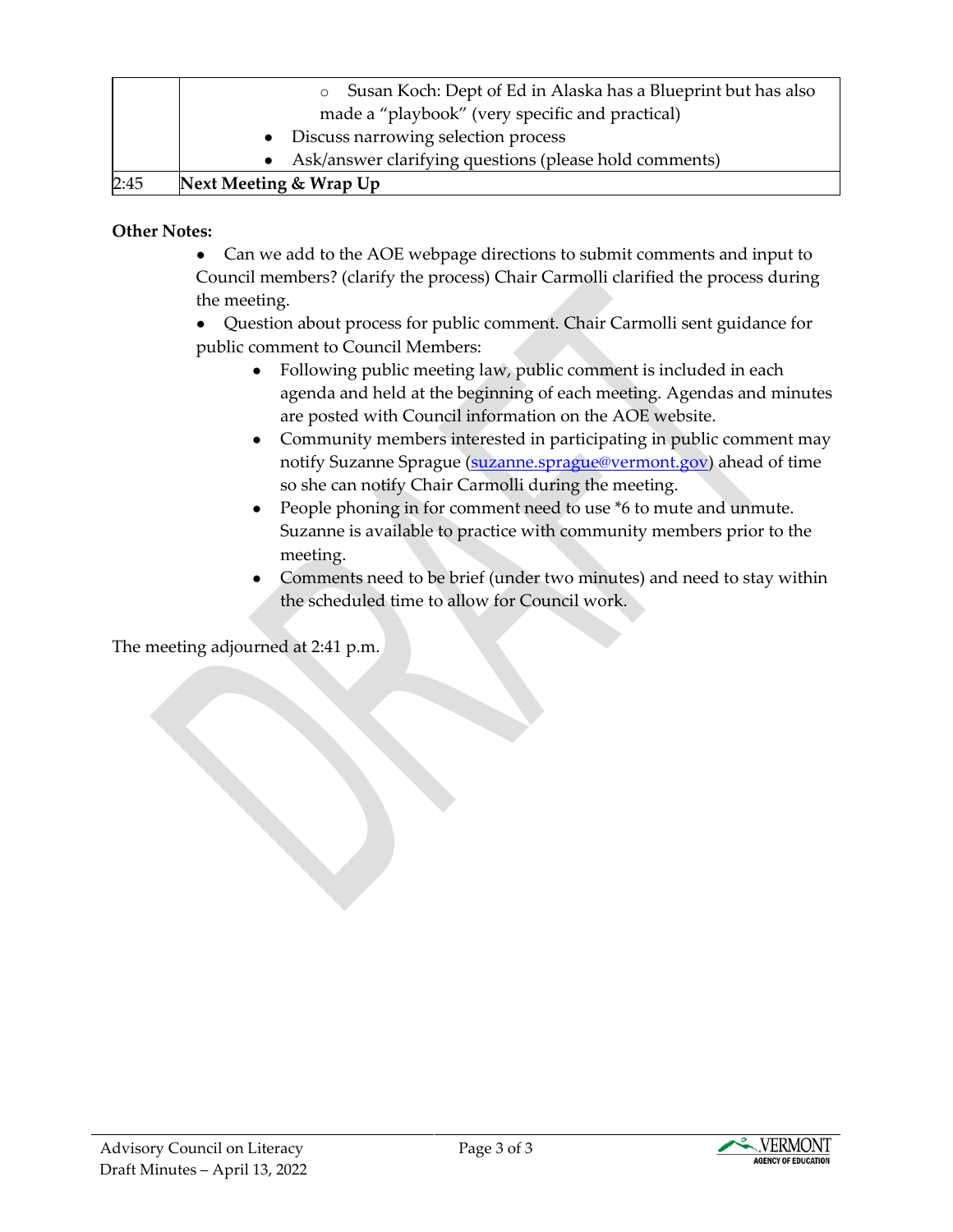| | |
|---|---|
| | ○ Susan Koch: Dept of Ed in Alaska has a Blueprint but has also made a "playbook" (very specific and practical)<br>• Discuss narrowing selection process<br>• Ask/answer clarifying questions (please hold comments) |
| 2:45 | **Next Meeting & Wrap Up** |

**Other Notes:**

- Can we add to the AOE webpage directions to submit comments and input to Council members? (clarify the process) Chair Carmolli clarified the process during the meeting.
- Question about process for public comment. Chair Carmolli sent guidance for public comment to Council Members:
  - Following public meeting law, public comment is included in each agenda and held at the beginning of each meeting. Agendas and minutes are posted with Council information on the AOE website.
  - Community members interested in participating in public comment may notify Suzanne Sprague (suzanne.sprague@vermont.gov) ahead of time so she can notify Chair Carmolli during the meeting.
  - People phoning in for comment need to use *6 to mute and unmute. Suzanne is available to practice with community members prior to the meeting.
  - Comments need to be brief (under two minutes) and need to stay within the scheduled time to allow for Council work.

The meeting adjourned at 2:41 p.m.